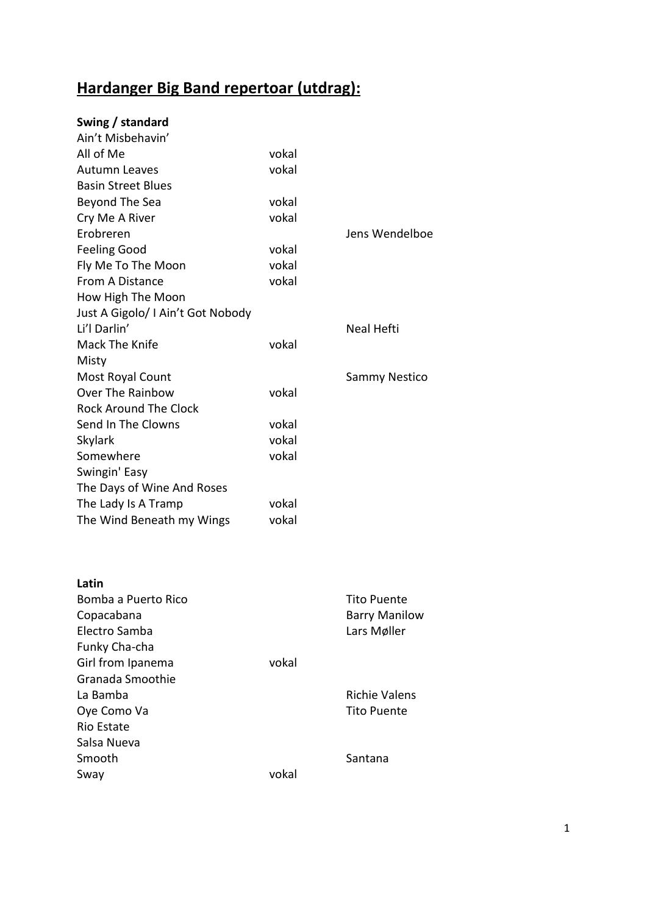# Hardanger Big Band repertoar (utdrag):

**Swing / standard**

| | | |
|---|---|---|
| Ain't Misbehavin' | | |
| All of Me | vokal | |
| Autumn Leaves | vokal | |
| Basin Street Blues | | |
| Beyond The Sea | vokal | |
| Cry Me A River | vokal | |
| Erobreren | | Jens Wendelboe |
| Feeling Good | vokal | |
| Fly Me To The Moon | vokal | |
| From A Distance | vokal | |
| How High The Moon | | |
| Just A Gigolo/ I Ain't Got Nobody | | |
| Li'l Darlin' | | Neal Hefti |
| Mack The Knife | vokal | |
| Misty | | |
| Most Royal Count | | Sammy Nestico |
| Over The Rainbow | vokal | |
| Rock Around The Clock | | |
| Send In The Clowns | vokal | |
| Skylark | vokal | |
| Somewhere | vokal | |
| Swingin' Easy | | |
| The Days of Wine And Roses | | |
| The Lady Is A Tramp | vokal | |
| The Wind Beneath my Wings | vokal | |

**Latin**

| | | |
|---|---|---|
| Bomba a Puerto Rico | | Tito Puente |
| Copacabana | | Barry Manilow |
| Electro Samba | | Lars Møller |
| Funky Cha-cha | | |
| Girl from Ipanema | vokal | |
| Granada Smoothie | | |
| La Bamba | | Richie Valens |
| Oye Como Va | | Tito Puente |
| Rio Estate | | |
| Salsa Nueva | | |
| Smooth | | Santana |
| Sway | vokal | |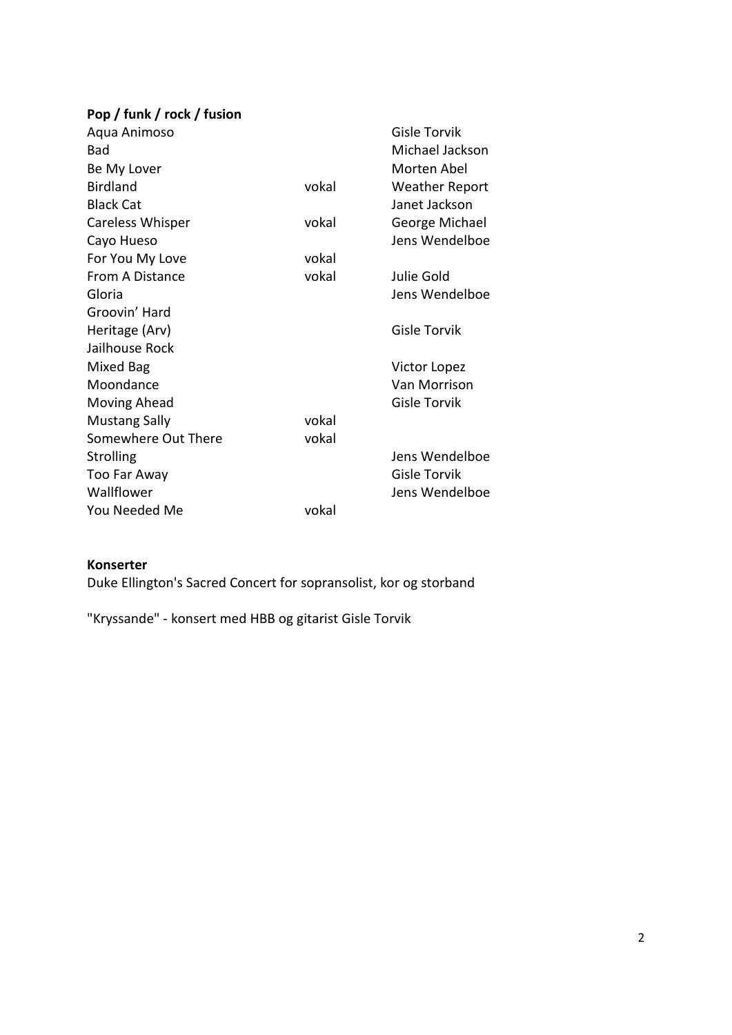**Pop / funk / rock / fusion**

| | | |
|---|---|---|
| Aqua Animoso | | Gisle Torvik |
| Bad | | Michael Jackson |
| Be My Lover | | Morten Abel |
| Birdland | vokal | Weather Report |
| Black Cat | | Janet Jackson |
| Careless Whisper | vokal | George Michael |
| Cayo Hueso | | Jens Wendelboe |
| For You My Love | vokal | |
| From A Distance | vokal | Julie Gold |
| Gloria | | Jens Wendelboe |
| Groovin' Hard | | |
| Heritage (Arv) | | Gisle Torvik |
| Jailhouse Rock | | |
| Mixed Bag | | Victor Lopez |
| Moondance | | Van Morrison |
| Moving Ahead | | Gisle Torvik |
| Mustang Sally | vokal | |
| Somewhere Out There | vokal | |
| Strolling | | Jens Wendelboe |
| Too Far Away | | Gisle Torvik |
| Wallflower | | Jens Wendelboe |
| You Needed Me | vokal | |

**Konserter**

Duke Ellington's Sacred Concert for sopransolist, kor og storband

"Kryssande" - konsert med HBB og gitarist Gisle Torvik